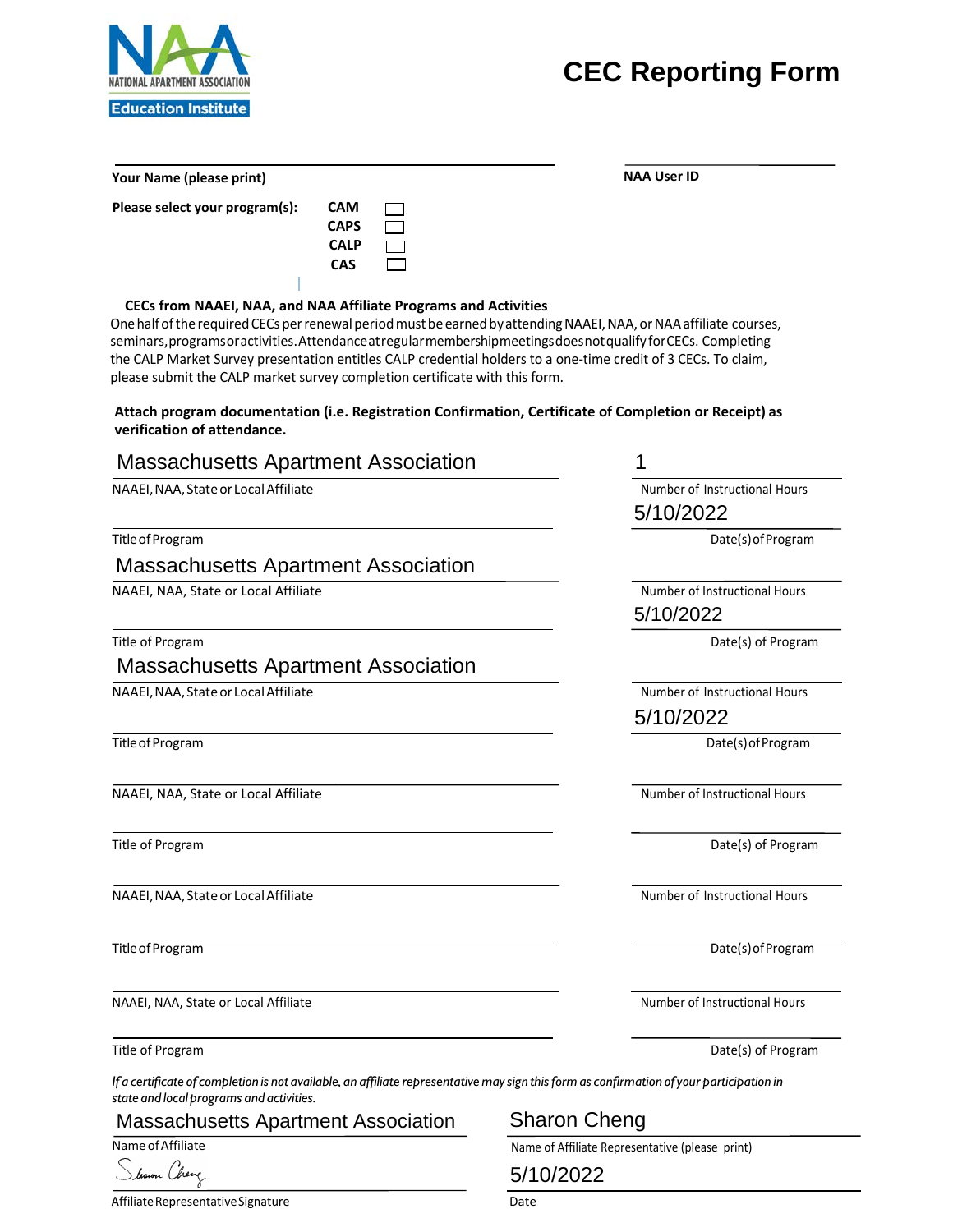# CEC Reporting Form

NATIONAL APARTMENT ASSOCIATION
Education Institute

**Your Name (please print)** ______________________ **NAA User ID** ______________

**Please select your program(s):**

- CAM ☐
- CAPS ☐
- CALP ☐
- CAS ☐

**CECs from NAAEI, NAA, and NAA Affiliate Programs and Activities**

One half of the required CECs per renewal period must be earned by attending NAAEI, NAA, or NAA affiliate courses, seminars, programs or activities. Attendance at regular membership meetings does not qualify for CECs. Completing the CALP Market Survey presentation entitles CALP credential holders to a one-time credit of 3 CECs. To claim, please submit the CALP market survey completion certificate with this form.

**Attach program documentation (i.e. Registration Confirmation, Certificate of Completion or Receipt) as verification of attendance.**

| NAAEI, NAA, State or Local Affiliate | Number of Instructional Hours | Title of Program | Date(s) of Program |
|---|---|---|---|
| Massachusetts Apartment Association | 1 | | 5/10/2022 |
| Massachusetts Apartment Association | | | 5/10/2022 |
| Massachusetts Apartment Association | | | 5/10/2022 |
| | | | |
| | | | |
| | | | |

*If a certificate of completion is not available, an affiliate representative may sign this form as confirmation of your participation in state and local programs and activities.*

Name of Affiliate: Massachusetts Apartment Association

Name of Affiliate Representative (please print): Sharon Cheng

Affiliate Representative Signature: Sharon Cheng

Date: 5/10/2022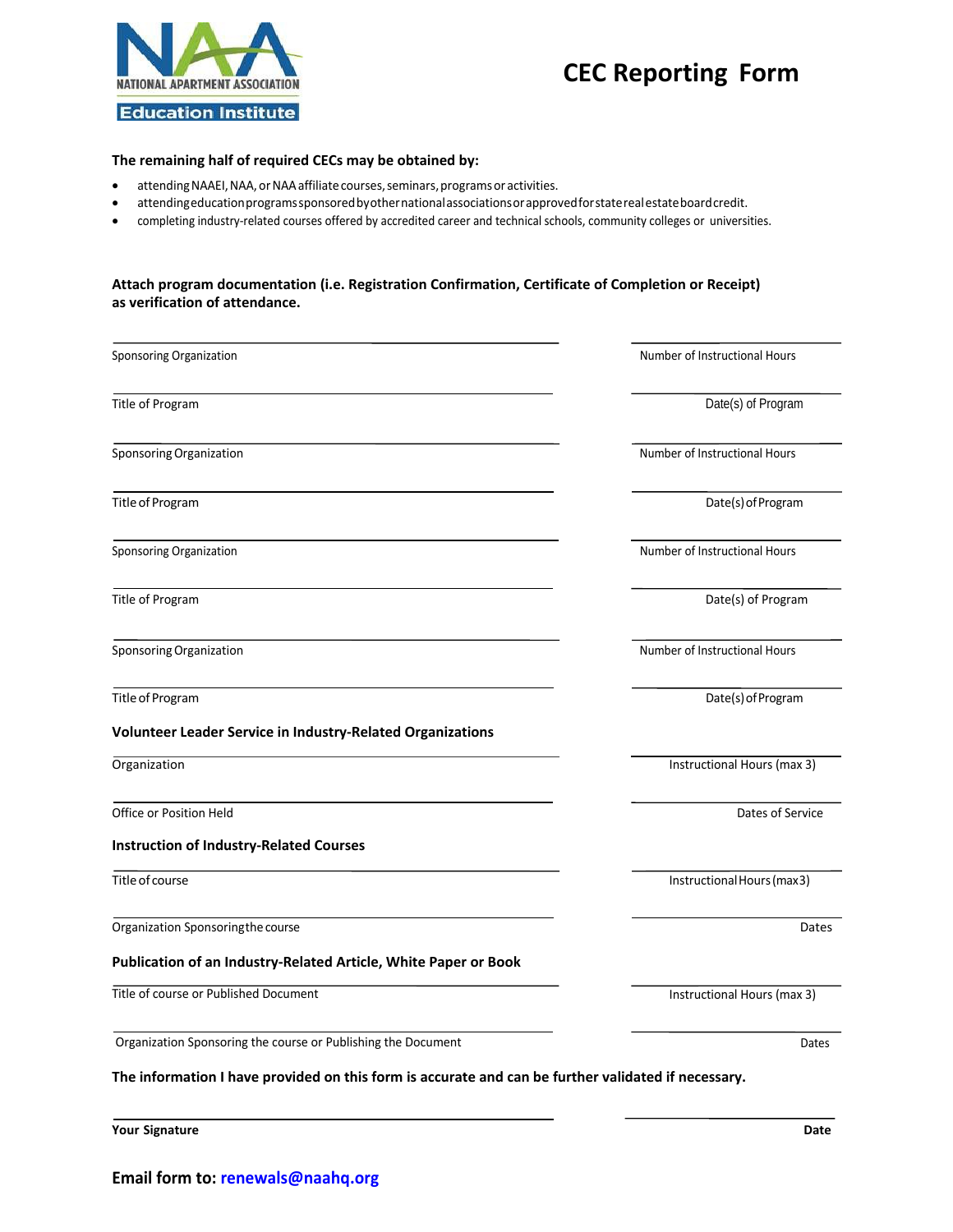NATIONAL APARTMENT ASSOCIATION

Education Institute

# CEC Reporting Form

**The remaining half of required CECs may be obtained by:**

- attending NAAEI, NAA, or NAA affiliate courses, seminars, programs or activities.
- attending education programs sponsored by other national associations or approved for state real estate board credit.
- completing industry-related courses offered by accredited career and technical schools, community colleges or universities.

**Attach program documentation (i.e. Registration Confirmation, Certificate of Completion or Receipt) as verification of attendance.**

Sponsoring Organization _______________ Number of Instructional Hours _______________

Title of Program _______________ Date(s) of Program _______________

Sponsoring Organization _______________ Number of Instructional Hours _______________

Title of Program _______________ Date(s) of Program _______________

Sponsoring Organization _______________ Number of Instructional Hours _______________

Title of Program _______________ Date(s) of Program _______________

Sponsoring Organization _______________ Number of Instructional Hours _______________

Title of Program _______________ Date(s) of Program _______________

**Volunteer Leader Service in Industry-Related Organizations**

Organization _______________ Instructional Hours (max 3) _______________

Office or Position Held _______________ Dates of Service _______________

**Instruction of Industry-Related Courses**

Title of course _______________ Instructional Hours (max 3) _______________

Organization Sponsoring the course _______________ Dates _______________

**Publication of an Industry-Related Article, White Paper or Book**

Title of course or Published Document _______________ Instructional Hours (max 3) _______________

Organization Sponsoring the course or Publishing the Document _______________ Dates _______________

**The information I have provided on this form is accurate and can be further validated if necessary.**

**Your Signature** _______________ **Date** _______________

**Email form to: renewals@naahq.org**